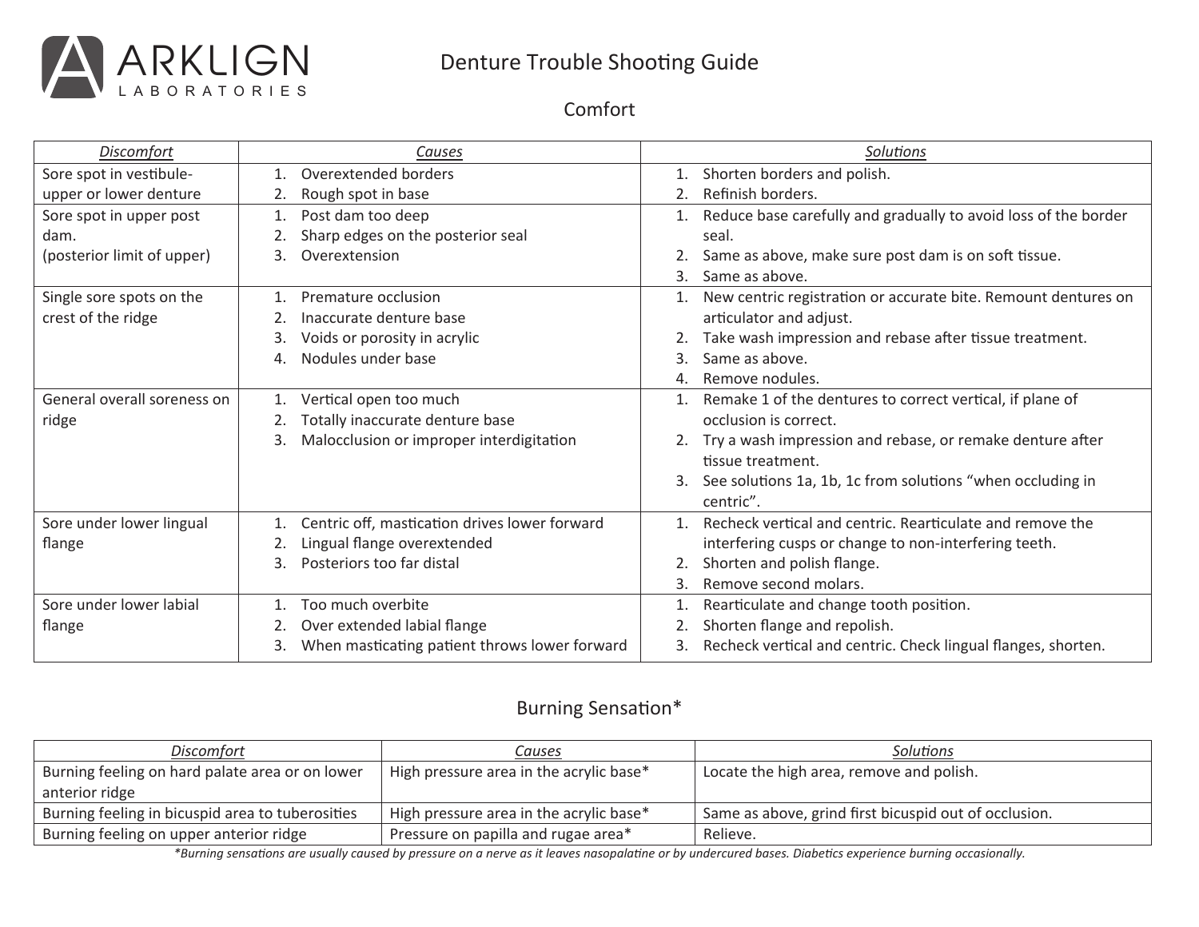ARKLIGN LABORATORIES

# Denture Trouble Shooting Guide

## Comfort

| *Discomfort* | *Causes* | *Solutions* |
|---|---|---|
| Sore spot in vestibule- upper or lower denture | 1. Overextended borders<br>2. Rough spot in base | 1. Shorten borders and polish.<br>2. Refinish borders. |
| Sore spot in upper post dam.<br>(posterior limit of upper) | 1. Post dam too deep<br>2. Sharp edges on the posterior seal<br>3. Overextension | 1. Reduce base carefully and gradually to avoid loss of the border seal.<br>2. Same as above, make sure post dam is on soft tissue.<br>3. Same as above. |
| Single sore spots on the crest of the ridge | 1. Premature occlusion<br>2. Inaccurate denture base<br>3. Voids or porosity in acrylic<br>4. Nodules under base | 1. New centric registration or accurate bite. Remount dentures on articulator and adjust.<br>2. Take wash impression and rebase after tissue treatment.<br>3. Same as above.<br>4. Remove nodules. |
| General overall soreness on ridge | 1. Vertical open too much<br>2. Totally inaccurate denture base<br>3. Malocclusion or improper interdigitation | 1. Remake 1 of the dentures to correct vertical, if plane of occlusion is correct.<br>2. Try a wash impression and rebase, or remake denture after tissue treatment.<br>3. See solutions 1a, 1b, 1c from solutions "when occluding in centric". |
| Sore under lower lingual flange | 1. Centric off, mastication drives lower forward<br>2. Lingual flange overextended<br>3. Posteriors too far distal | 1. Recheck vertical and centric. Rearticulate and remove the interfering cusps or change to non-interfering teeth.<br>2. Shorten and polish flange.<br>3. Remove second molars. |
| Sore under lower labial flange | 1. Too much overbite<br>2. Over extended labial flange<br>3. When masticating patient throws lower forward | 1. Rearticulate and change tooth position.<br>2. Shorten flange and repolish.<br>3. Recheck vertical and centric. Check lingual flanges, shorten. |

## Burning Sensation*

| *Discomfort* | *Causes* | *Solutions* |
|---|---|---|
| Burning feeling on hard palate area or on lower anterior ridge | High pressure area in the acrylic base* | Locate the high area, remove and polish. |
| Burning feeling in bicuspid area to tuberosities | High pressure area in the acrylic base* | Same as above, grind first bicuspid out of occlusion. |
| Burning feeling on upper anterior ridge | Pressure on papilla and rugae area* | Relieve. |

*\*Burning sensations are usually caused by pressure on a nerve as it leaves nasopalatine or by undercured bases. Diabetics experience burning occasionally.*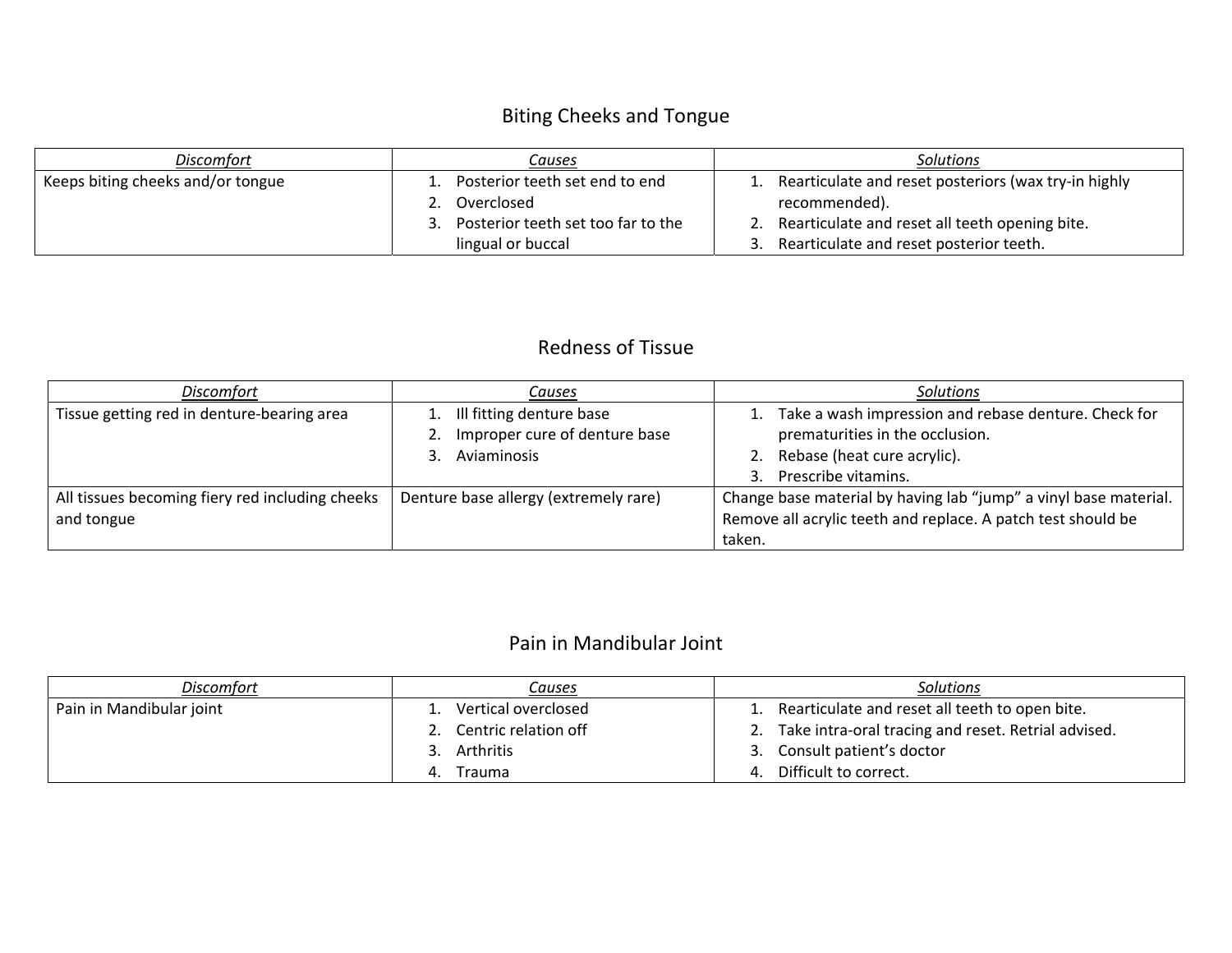## Biting Cheeks and Tongue

| *Discomfort* | *Causes* | *Solutions* |
| --- | --- | --- |
| Keeps biting cheeks and/or tongue | 1. Posterior teeth set end to end<br>2. Overclosed<br>3. Posterior teeth set too far to the lingual or buccal | 1. Rearticulate and reset posteriors (wax try-in highly recommended).<br>2. Rearticulate and reset all teeth opening bite.<br>3. Rearticulate and reset posterior teeth. |

## Redness of Tissue

| *Discomfort* | *Causes* | *Solutions* |
| --- | --- | --- |
| Tissue getting red in denture-bearing area | 1. Ill fitting denture base<br>2. Improper cure of denture base<br>3. Aviaminosis | 1. Take a wash impression and rebase denture. Check for prematurities in the occlusion.<br>2. Rebase (heat cure acrylic).<br>3. Prescribe vitamins. |
| All tissues becoming fiery red including cheeks and tongue | Denture base allergy (extremely rare) | Change base material by having lab "jump" a vinyl base material. Remove all acrylic teeth and replace. A patch test should be taken. |

## Pain in Mandibular Joint

| *Discomfort* | *Causes* | *Solutions* |
| --- | --- | --- |
| Pain in Mandibular joint | 1. Vertical overclosed<br>2. Centric relation off<br>3. Arthritis<br>4. Trauma | 1. Rearticulate and reset all teeth to open bite.<br>2. Take intra-oral tracing and reset. Retrial advised.<br>3. Consult patient's doctor<br>4. Difficult to correct. |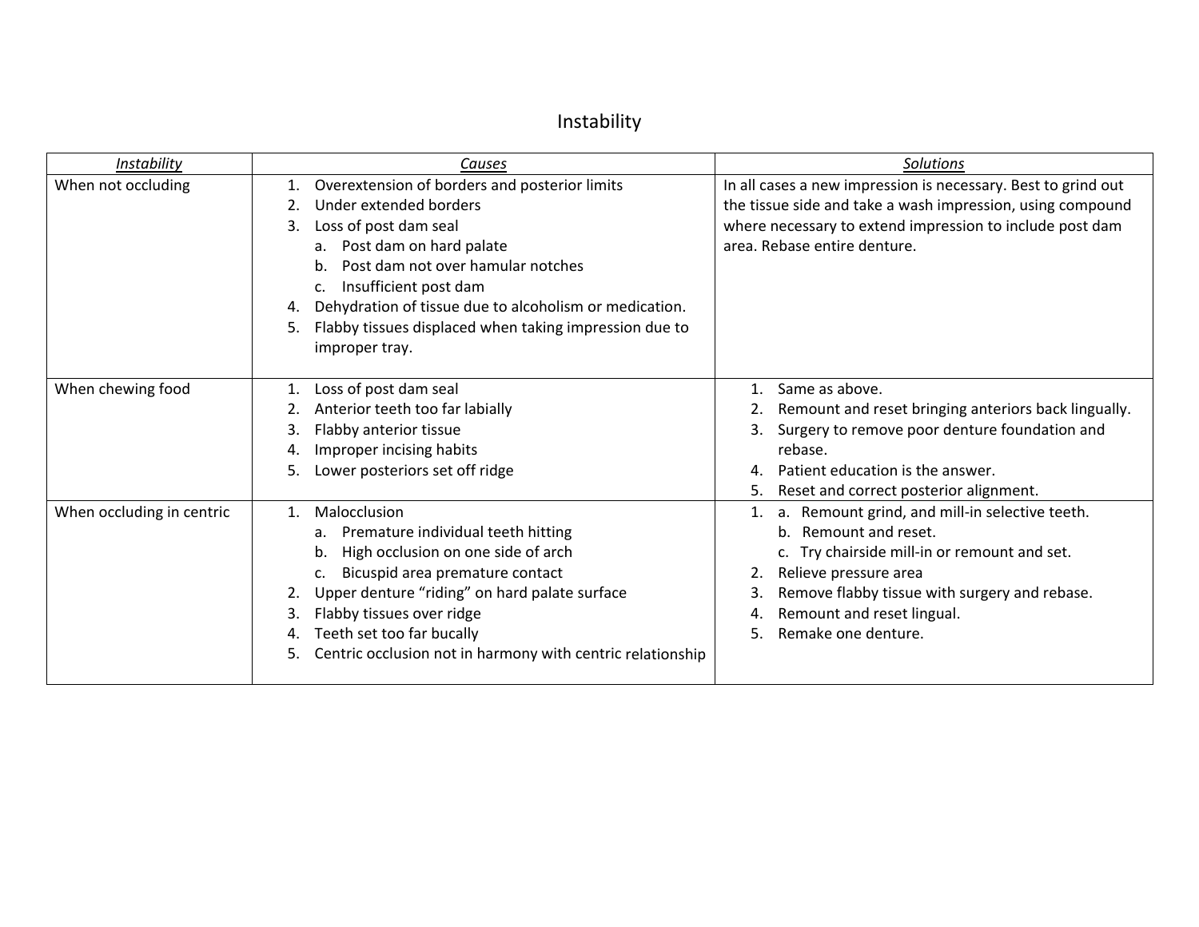# Instability

| *Instability* | *Causes* | *Solutions* |
|---|---|---|
| When not occluding | 1. Overextension of borders and posterior limits<br>2. Under extended borders<br>3. Loss of post dam seal<br>&nbsp;&nbsp;&nbsp;a. Post dam on hard palate<br>&nbsp;&nbsp;&nbsp;b. Post dam not over hamular notches<br>&nbsp;&nbsp;&nbsp;c. Insufficient post dam<br>4. Dehydration of tissue due to alcoholism or medication.<br>5. Flabby tissues displaced when taking impression due to improper tray. | In all cases a new impression is necessary. Best to grind out the tissue side and take a wash impression, using compound where necessary to extend impression to include post dam area. Rebase entire denture. |
| When chewing food | 1. Loss of post dam seal<br>2. Anterior teeth too far labially<br>3. Flabby anterior tissue<br>4. Improper incising habits<br>5. Lower posteriors set off ridge | 1. Same as above.<br>2. Remount and reset bringing anteriors back lingually.<br>3. Surgery to remove poor denture foundation and rebase.<br>4. Patient education is the answer.<br>5. Reset and correct posterior alignment. |
| When occluding in centric | 1. Malocclusion<br>&nbsp;&nbsp;&nbsp;a. Premature individual teeth hitting<br>&nbsp;&nbsp;&nbsp;b. High occlusion on one side of arch<br>&nbsp;&nbsp;&nbsp;c. Bicuspid area premature contact<br>2. Upper denture "riding" on hard palate surface<br>3. Flabby tissues over ridge<br>4. Teeth set too far bucally<br>5. Centric occlusion not in harmony with centric relationship | 1. a. Remount grind, and mill-in selective teeth.<br>&nbsp;&nbsp;&nbsp;b. Remount and reset.<br>&nbsp;&nbsp;&nbsp;c. Try chairside mill-in or remount and set.<br>2. Relieve pressure area<br>3. Remove flabby tissue with surgery and rebase.<br>4. Remount and reset lingual.<br>5. Remake one denture. |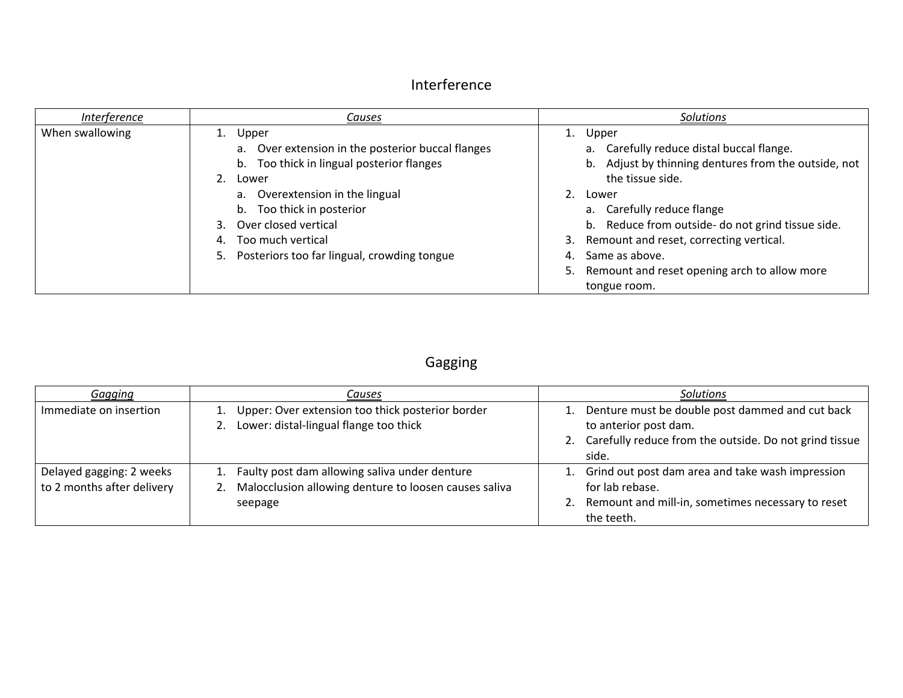## Interference

| *Interference* | *Causes* | *Solutions* |
|---|---|---|
| When swallowing | 1. Upper<br>a. Over extension in the posterior buccal flanges<br>b. Too thick in lingual posterior flanges<br>2. Lower<br>a. Overextension in the lingual<br>b. Too thick in posterior<br>3. Over closed vertical<br>4. Too much vertical<br>5. Posteriors too far lingual, crowding tongue | 1. Upper<br>a. Carefully reduce distal buccal flange.<br>b. Adjust by thinning dentures from the outside, not the tissue side.<br>2. Lower<br>a. Carefully reduce flange<br>b. Reduce from outside- do not grind tissue side.<br>3. Remount and reset, correcting vertical.<br>4. Same as above.<br>5. Remount and reset opening arch to allow more tongue room. |

## Gagging

| *Gagging* | *Causes* | *Solutions* |
|---|---|---|
| Immediate on insertion | 1. Upper: Over extension too thick posterior border<br>2. Lower: distal-lingual flange too thick | 1. Denture must be double post dammed and cut back to anterior post dam.<br>2. Carefully reduce from the outside. Do not grind tissue side. |
| Delayed gagging: 2 weeks to 2 months after delivery | 1. Faulty post dam allowing saliva under denture<br>2. Malocclusion allowing denture to loosen causes saliva seepage | 1. Grind out post dam area and take wash impression for lab rebase.<br>2. Remount and mill-in, sometimes necessary to reset the teeth. |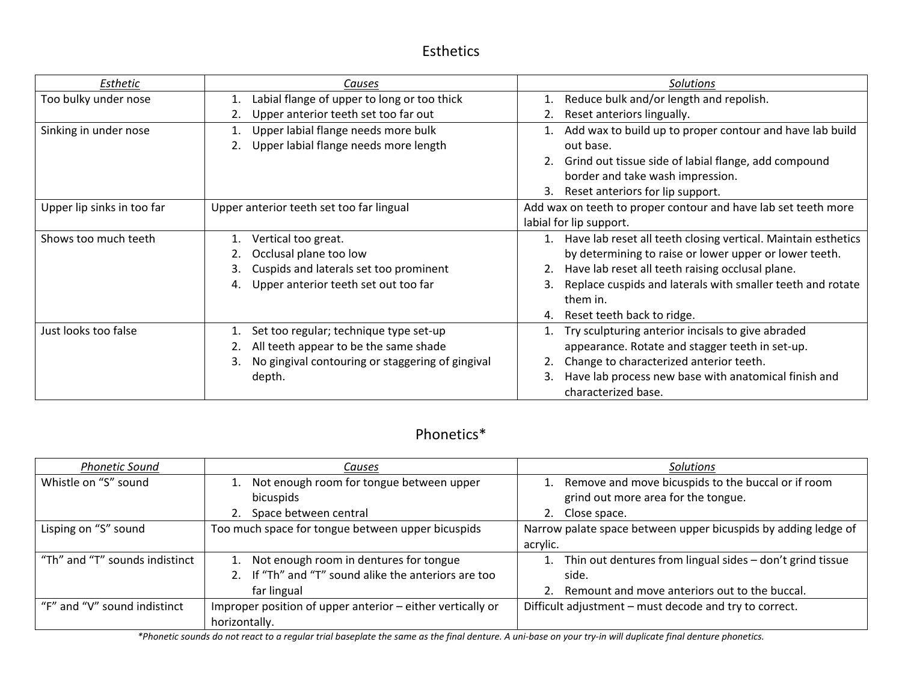# Esthetics

| *Esthetic* | *Causes* | *Solutions* |
|---|---|---|
| Too bulky under nose | 1. Labial flange of upper to long or too thick<br>2. Upper anterior teeth set too far out | 1. Reduce bulk and/or length and repolish.<br>2. Reset anteriors lingually. |
| Sinking in under nose | 1. Upper labial flange needs more bulk<br>2. Upper labial flange needs more length | 1. Add wax to build up to proper contour and have lab build out base.<br>2. Grind out tissue side of labial flange, add compound border and take wash impression.<br>3. Reset anteriors for lip support. |
| Upper lip sinks in too far | Upper anterior teeth set too far lingual | Add wax on teeth to proper contour and have lab set teeth more labial for lip support. |
| Shows too much teeth | 1. Vertical too great.<br>2. Occlusal plane too low<br>3. Cuspids and laterals set too prominent<br>4. Upper anterior teeth set out too far | 1. Have lab reset all teeth closing vertical. Maintain esthetics by determining to raise or lower upper or lower teeth.<br>2. Have lab reset all teeth raising occlusal plane.<br>3. Replace cuspids and laterals with smaller teeth and rotate them in.<br>4. Reset teeth back to ridge. |
| Just looks too false | 1. Set too regular; technique type set-up<br>2. All teeth appear to be the same shade<br>3. No gingival contouring or staggering of gingival depth. | 1. Try sculpturing anterior incisals to give abraded appearance. Rotate and stagger teeth in set-up.<br>2. Change to characterized anterior teeth.<br>3. Have lab process new base with anatomical finish and characterized base. |

# Phonetics*

| *Phonetic Sound* | *Causes* | *Solutions* |
|---|---|---|
| Whistle on "S" sound | 1. Not enough room for tongue between upper bicuspids<br>2. Space between central | 1. Remove and move bicuspids to the buccal or if room grind out more area for the tongue.<br>2. Close space. |
| Lisping on "S" sound | Too much space for tongue between upper bicuspids | Narrow palate space between upper bicuspids by adding ledge of acrylic. |
| "Th" and "T" sounds indistinct | 1. Not enough room in dentures for tongue<br>2. If "Th" and "T" sound alike the anteriors are too far lingual | 1. Thin out dentures from lingual sides – don't grind tissue side.<br>2. Remount and move anteriors out to the buccal. |
| "F" and "V" sound indistinct | Improper position of upper anterior – either vertically or horizontally. | Difficult adjustment – must decode and try to correct. |

*\*Phonetic sounds do not react to a regular trial baseplate the same as the final denture. A uni-base on your try-in will duplicate final denture phonetics.*